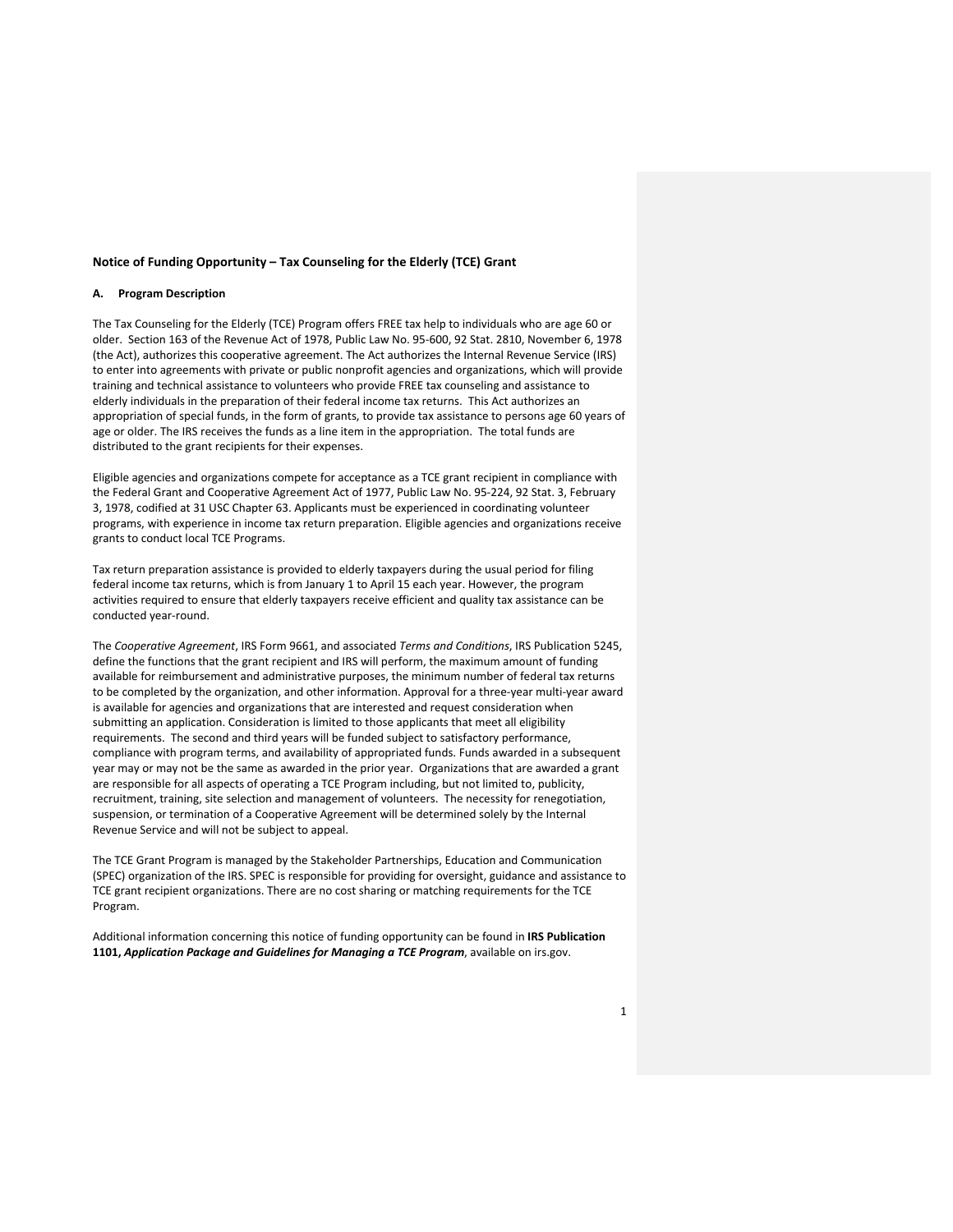**Notice of Funding Opportunity – Tax Counseling for the Elderly (TCE) Grant**

**A. Program Description**

The Tax Counseling for the Elderly (TCE) Program offers FREE tax help to individuals who are age 60 or older. Section 163 of the Revenue Act of 1978, Public Law No. 95-600, 92 Stat. 2810, November 6, 1978 (the Act), authorizes this cooperative agreement. The Act authorizes the Internal Revenue Service (IRS) to enter into agreements with private or public nonprofit agencies and organizations, which will provide training and technical assistance to volunteers who provide FREE tax counseling and assistance to elderly individuals in the preparation of their federal income tax returns. This Act authorizes an appropriation of special funds, in the form of grants, to provide tax assistance to persons age 60 years of age or older. The IRS receives the funds as a line item in the appropriation. The total funds are distributed to the grant recipients for their expenses.

Eligible agencies and organizations compete for acceptance as a TCE grant recipient in compliance with the Federal Grant and Cooperative Agreement Act of 1977, Public Law No. 95-224, 92 Stat. 3, February 3, 1978, codified at 31 USC Chapter 63. Applicants must be experienced in coordinating volunteer programs, with experience in income tax return preparation. Eligible agencies and organizations receive grants to conduct local TCE Programs.

Tax return preparation assistance is provided to elderly taxpayers during the usual period for filing federal income tax returns, which is from January 1 to April 15 each year. However, the program activities required to ensure that elderly taxpayers receive efficient and quality tax assistance can be conducted year-round.

The *Cooperative Agreement*, IRS Form 9661, and associated *Terms and Conditions*, IRS Publication 5245, define the functions that the grant recipient and IRS will perform, the maximum amount of funding available for reimbursement and administrative purposes, the minimum number of federal tax returns to be completed by the organization, and other information. Approval for a three-year multi-year award is available for agencies and organizations that are interested and request consideration when submitting an application. Consideration is limited to those applicants that meet all eligibility requirements. The second and third years will be funded subject to satisfactory performance, compliance with program terms, and availability of appropriated funds. Funds awarded in a subsequent year may or may not be the same as awarded in the prior year. Organizations that are awarded a grant are responsible for all aspects of operating a TCE Program including, but not limited to, publicity, recruitment, training, site selection and management of volunteers. The necessity for renegotiation, suspension, or termination of a Cooperative Agreement will be determined solely by the Internal Revenue Service and will not be subject to appeal.

The TCE Grant Program is managed by the Stakeholder Partnerships, Education and Communication (SPEC) organization of the IRS. SPEC is responsible for providing for oversight, guidance and assistance to TCE grant recipient organizations. There are no cost sharing or matching requirements for the TCE Program.

Additional information concerning this notice of funding opportunity can be found in **IRS Publication 1101,** ***Application Package and Guidelines for Managing a TCE Program***, available on irs.gov.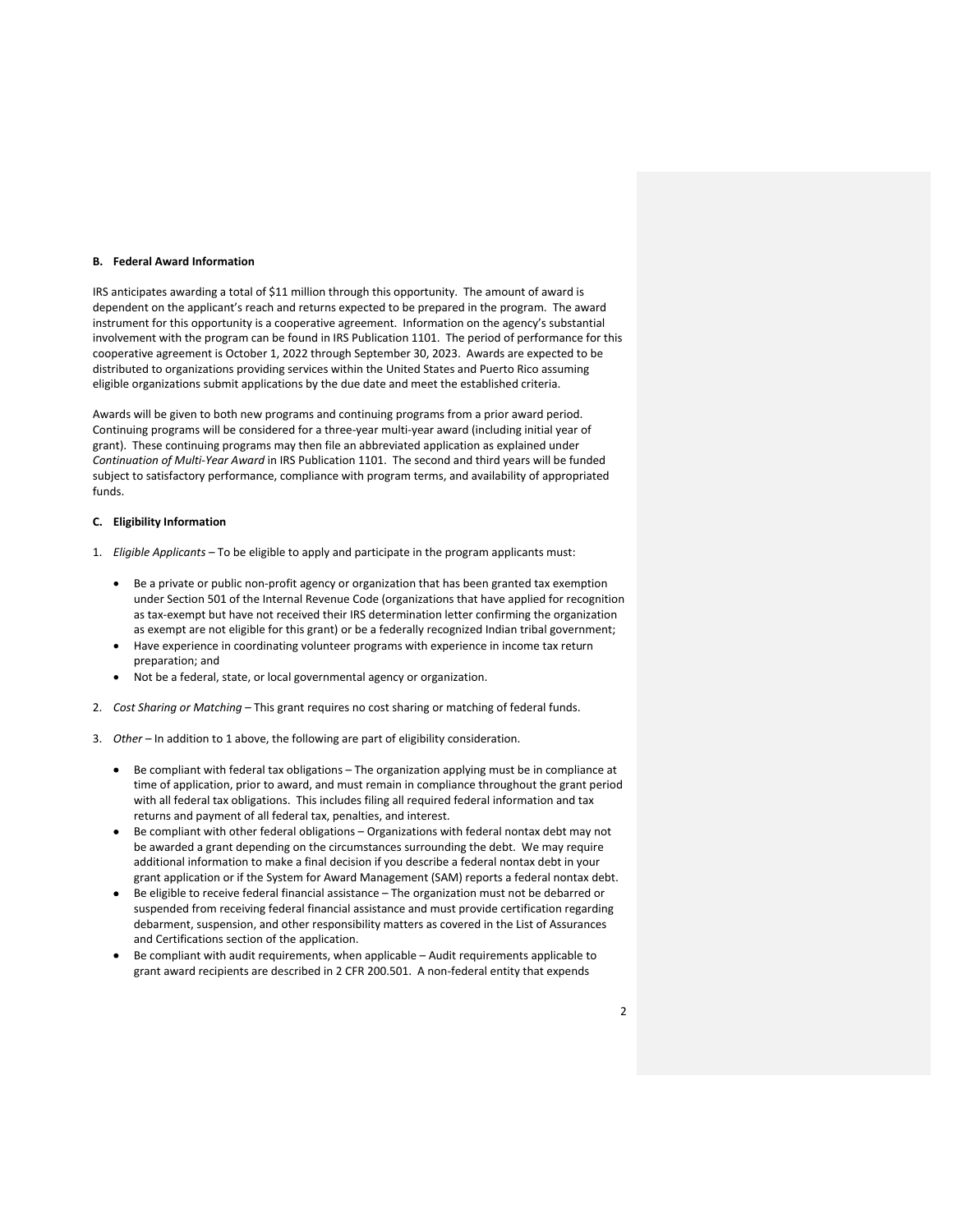#### B. Federal Award Information

IRS anticipates awarding a total of $11 million through this opportunity. The amount of award is dependent on the applicant's reach and returns expected to be prepared in the program. The award instrument for this opportunity is a cooperative agreement. Information on the agency's substantial involvement with the program can be found in IRS Publication 1101. The period of performance for this cooperative agreement is October 1, 2022 through September 30, 2023. Awards are expected to be distributed to organizations providing services within the United States and Puerto Rico assuming eligible organizations submit applications by the due date and meet the established criteria.

Awards will be given to both new programs and continuing programs from a prior award period. Continuing programs will be considered for a three-year multi-year award (including initial year of grant). These continuing programs may then file an abbreviated application as explained under *Continuation of Multi-Year Award* in IRS Publication 1101. The second and third years will be funded subject to satisfactory performance, compliance with program terms, and availability of appropriated funds.

#### C. Eligibility Information

1. *Eligible Applicants* – To be eligible to apply and participate in the program applicants must:

    - Be a private or public non-profit agency or organization that has been granted tax exemption under Section 501 of the Internal Revenue Code (organizations that have applied for recognition as tax-exempt but have not received their IRS determination letter confirming the organization as exempt are not eligible for this grant) or be a federally recognized Indian tribal government;
    - Have experience in coordinating volunteer programs with experience in income tax return preparation; and
    - Not be a federal, state, or local governmental agency or organization.

2. *Cost Sharing or Matching* – This grant requires no cost sharing or matching of federal funds.

3. *Other* – In addition to 1 above, the following are part of eligibility consideration.

    - Be compliant with federal tax obligations – The organization applying must be in compliance at time of application, prior to award, and must remain in compliance throughout the grant period with all federal tax obligations. This includes filing all required federal information and tax returns and payment of all federal tax, penalties, and interest.
    - Be compliant with other federal obligations – Organizations with federal nontax debt may not be awarded a grant depending on the circumstances surrounding the debt. We may require additional information to make a final decision if you describe a federal nontax debt in your grant application or if the System for Award Management (SAM) reports a federal nontax debt.
    - Be eligible to receive federal financial assistance – The organization must not be debarred or suspended from receiving federal financial assistance and must provide certification regarding debarment, suspension, and other responsibility matters as covered in the List of Assurances and Certifications section of the application.
    - Be compliant with audit requirements, when applicable – Audit requirements applicable to grant award recipients are described in 2 CFR 200.501. A non-federal entity that expends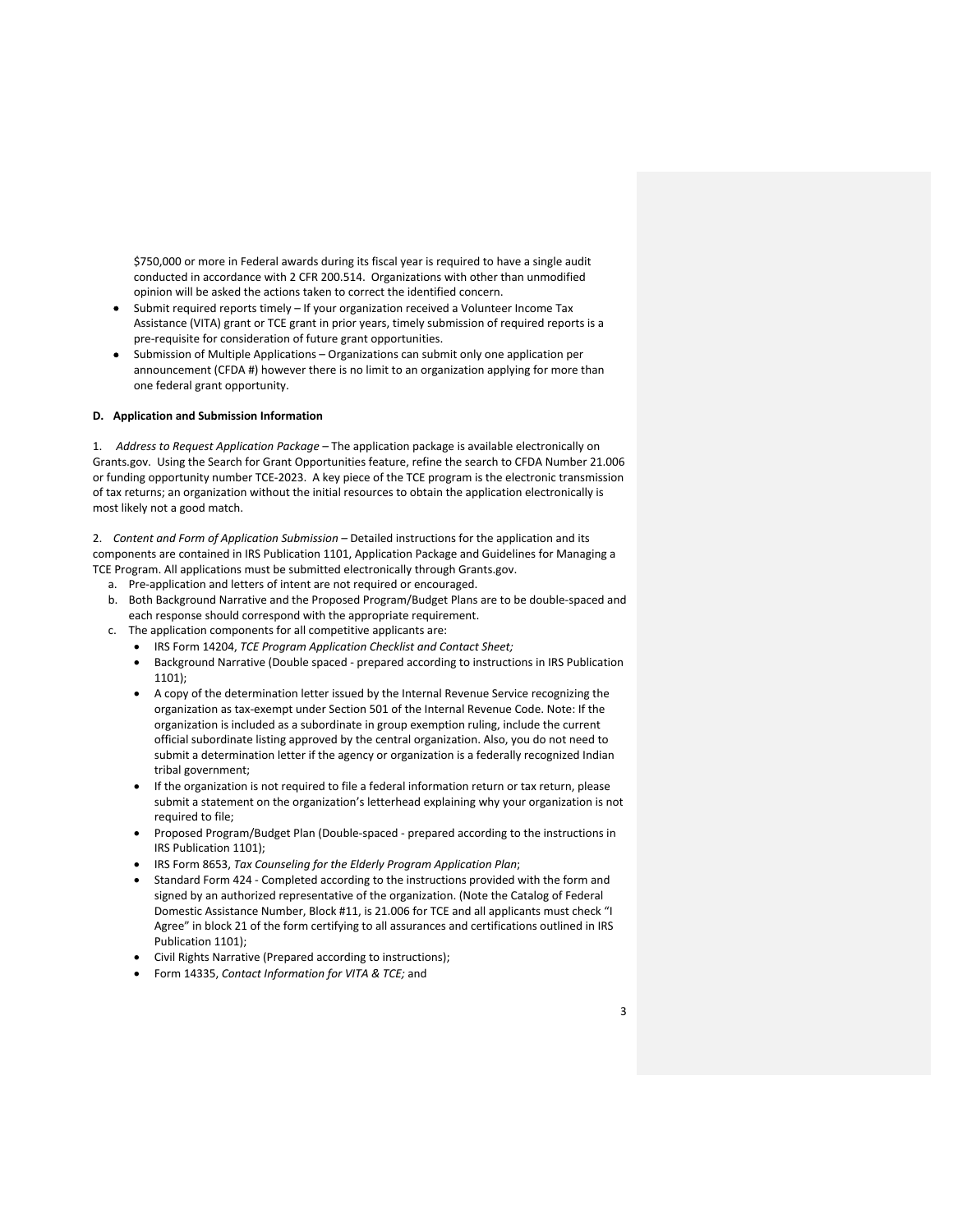$750,000 or more in Federal awards during its fiscal year is required to have a single audit conducted in accordance with 2 CFR 200.514. Organizations with other than unmodified opinion will be asked the actions taken to correct the identified concern.

- Submit required reports timely – If your organization received a Volunteer Income Tax Assistance (VITA) grant or TCE grant in prior years, timely submission of required reports is a pre-requisite for consideration of future grant opportunities.
- Submission of Multiple Applications – Organizations can submit only one application per announcement (CFDA #) however there is no limit to an organization applying for more than one federal grant opportunity.

**D. Application and Submission Information**

1. *Address to Request Application Package* – The application package is available electronically on Grants.gov. Using the Search for Grant Opportunities feature, refine the search to CFDA Number 21.006 or funding opportunity number TCE-2023. A key piece of the TCE program is the electronic transmission of tax returns; an organization without the initial resources to obtain the application electronically is most likely not a good match.

2. *Content and Form of Application Submission* – Detailed instructions for the application and its components are contained in IRS Publication 1101, Application Package and Guidelines for Managing a TCE Program. All applications must be submitted electronically through Grants.gov.

   a. Pre-application and letters of intent are not required or encouraged.
   b. Both Background Narrative and the Proposed Program/Budget Plans are to be double-spaced and each response should correspond with the appropriate requirement.
   c. The application components for all competitive applicants are:
      - IRS Form 14204, *TCE Program Application Checklist and Contact Sheet;*
      - Background Narrative (Double spaced - prepared according to instructions in IRS Publication 1101);
      - A copy of the determination letter issued by the Internal Revenue Service recognizing the organization as tax-exempt under Section 501 of the Internal Revenue Code. Note: If the organization is included as a subordinate in group exemption ruling, include the current official subordinate listing approved by the central organization. Also, you do not need to submit a determination letter if the agency or organization is a federally recognized Indian tribal government;
      - If the organization is not required to file a federal information return or tax return, please submit a statement on the organization's letterhead explaining why your organization is not required to file;
      - Proposed Program/Budget Plan (Double-spaced - prepared according to the instructions in IRS Publication 1101);
      - IRS Form 8653, *Tax Counseling for the Elderly Program Application Plan*;
      - Standard Form 424 - Completed according to the instructions provided with the form and signed by an authorized representative of the organization. (Note the Catalog of Federal Domestic Assistance Number, Block #11, is 21.006 for TCE and all applicants must check "I Agree" in block 21 of the form certifying to all assurances and certifications outlined in IRS Publication 1101);
      - Civil Rights Narrative (Prepared according to instructions);
      - Form 14335, *Contact Information for VITA & TCE;* and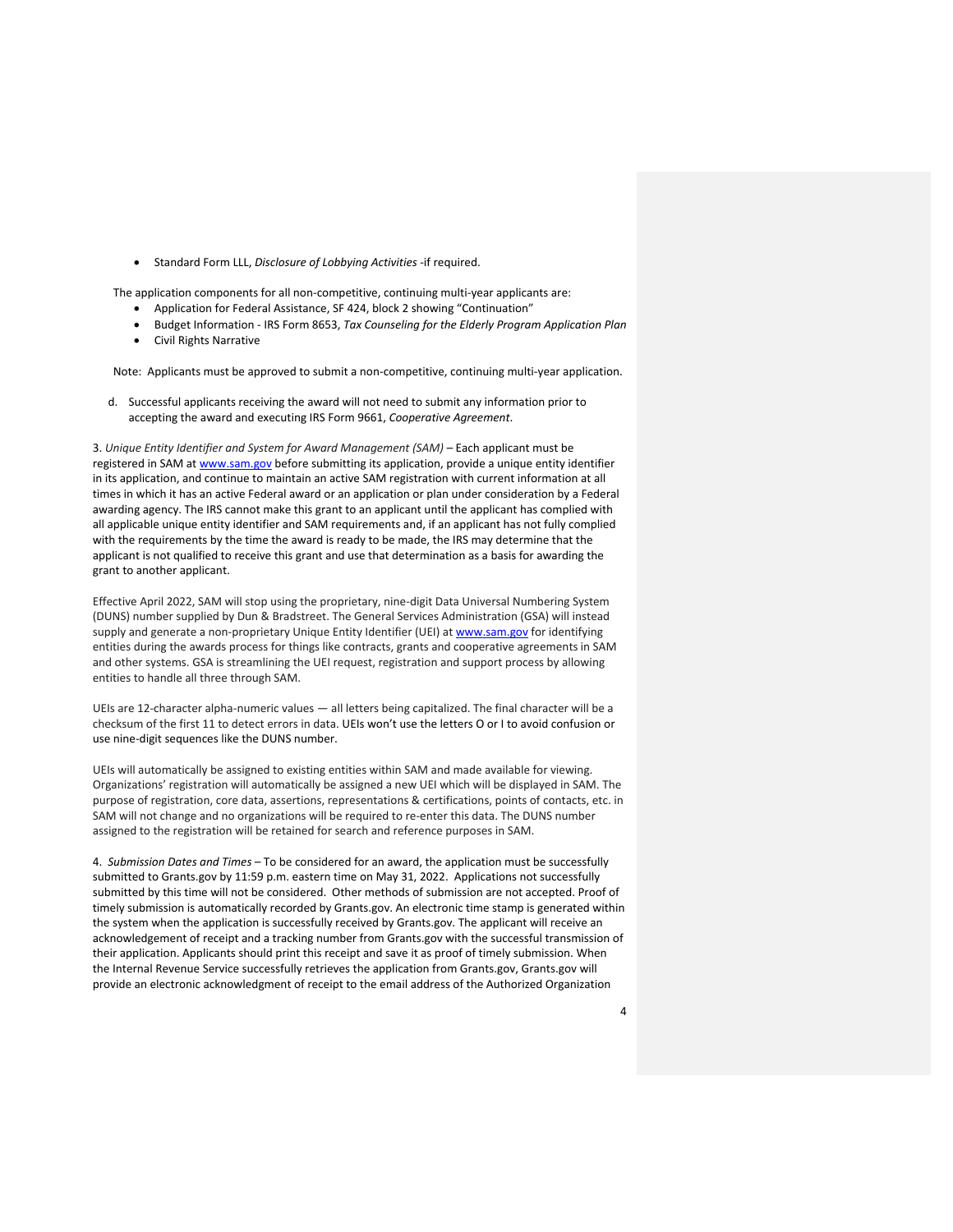- Standard Form LLL, *Disclosure of Lobbying Activities* -if required.

The application components for all non-competitive, continuing multi-year applicants are:

- Application for Federal Assistance, SF 424, block 2 showing "Continuation"
- Budget Information - IRS Form 8653, *Tax Counseling for the Elderly Program Application Plan*
- Civil Rights Narrative

Note: Applicants must be approved to submit a non-competitive, continuing multi-year application.

d. Successful applicants receiving the award will not need to submit any information prior to accepting the award and executing IRS Form 9661, *Cooperative Agreement*.

3. *Unique Entity Identifier and System for Award Management (SAM)* – Each applicant must be registered in SAM at www.sam.gov before submitting its application, provide a unique entity identifier in its application, and continue to maintain an active SAM registration with current information at all times in which it has an active Federal award or an application or plan under consideration by a Federal awarding agency. The IRS cannot make this grant to an applicant until the applicant has complied with all applicable unique entity identifier and SAM requirements and, if an applicant has not fully complied with the requirements by the time the award is ready to be made, the IRS may determine that the applicant is not qualified to receive this grant and use that determination as a basis for awarding the grant to another applicant.

Effective April 2022, SAM will stop using the proprietary, nine-digit Data Universal Numbering System (DUNS) number supplied by Dun & Bradstreet. The General Services Administration (GSA) will instead supply and generate a non-proprietary Unique Entity Identifier (UEI) at www.sam.gov for identifying entities during the awards process for things like contracts, grants and cooperative agreements in SAM and other systems. GSA is streamlining the UEI request, registration and support process by allowing entities to handle all three through SAM.

UEIs are 12-character alpha-numeric values — all letters being capitalized. The final character will be a checksum of the first 11 to detect errors in data. UEIs won't use the letters O or I to avoid confusion or use nine-digit sequences like the DUNS number.

UEIs will automatically be assigned to existing entities within SAM and made available for viewing. Organizations' registration will automatically be assigned a new UEI which will be displayed in SAM. The purpose of registration, core data, assertions, representations & certifications, points of contacts, etc. in SAM will not change and no organizations will be required to re-enter this data. The DUNS number assigned to the registration will be retained for search and reference purposes in SAM.

4. *Submission Dates and Times* – To be considered for an award, the application must be successfully submitted to Grants.gov by 11:59 p.m. eastern time on May 31, 2022. Applications not successfully submitted by this time will not be considered. Other methods of submission are not accepted. Proof of timely submission is automatically recorded by Grants.gov. An electronic time stamp is generated within the system when the application is successfully received by Grants.gov. The applicant will receive an acknowledgement of receipt and a tracking number from Grants.gov with the successful transmission of their application. Applicants should print this receipt and save it as proof of timely submission. When the Internal Revenue Service successfully retrieves the application from Grants.gov, Grants.gov will provide an electronic acknowledgment of receipt to the email address of the Authorized Organization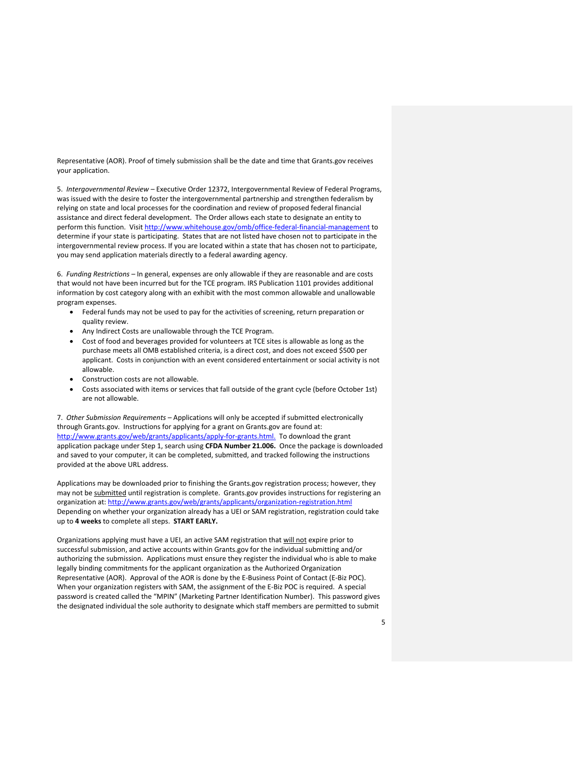Representative (AOR). Proof of timely submission shall be the date and time that Grants.gov receives your application.

5. *Intergovernmental Review* – Executive Order 12372, Intergovernmental Review of Federal Programs, was issued with the desire to foster the intergovernmental partnership and strengthen federalism by relying on state and local processes for the coordination and review of proposed federal financial assistance and direct federal development. The Order allows each state to designate an entity to perform this function. Visit http://www.whitehouse.gov/omb/office-federal-financial-management to determine if your state is participating. States that are not listed have chosen not to participate in the intergovernmental review process. If you are located within a state that has chosen not to participate, you may send application materials directly to a federal awarding agency.

6. *Funding Restrictions* – In general, expenses are only allowable if they are reasonable and are costs that would not have been incurred but for the TCE program. IRS Publication 1101 provides additional information by cost category along with an exhibit with the most common allowable and unallowable program expenses.

- Federal funds may not be used to pay for the activities of screening, return preparation or quality review.
- Any Indirect Costs are unallowable through the TCE Program.
- Cost of food and beverages provided for volunteers at TCE sites is allowable as long as the purchase meets all OMB established criteria, is a direct cost, and does not exceed $500 per applicant. Costs in conjunction with an event considered entertainment or social activity is not allowable.
- Construction costs are not allowable.
- Costs associated with items or services that fall outside of the grant cycle (before October 1st) are not allowable.

7. *Other Submission Requirements* – Applications will only be accepted if submitted electronically through Grants.gov. Instructions for applying for a grant on Grants.gov are found at: http://www.grants.gov/web/grants/applicants/apply-for-grants.html. To download the grant application package under Step 1, search using **CFDA Number 21.006.** Once the package is downloaded and saved to your computer, it can be completed, submitted, and tracked following the instructions provided at the above URL address.

Applications may be downloaded prior to finishing the Grants.gov registration process; however, they may not be <u>submitted</u> until registration is complete. Grants.gov provides instructions for registering an organization at: http://www.grants.gov/web/grants/applicants/organization-registration.html Depending on whether your organization already has a UEI or SAM registration, registration could take up to **4 weeks** to complete all steps. **START EARLY.**

Organizations applying must have a UEI, an active SAM registration that <u>will not</u> expire prior to successful submission, and active accounts within Grants.gov for the individual submitting and/or authorizing the submission. Applications must ensure they register the individual who is able to make legally binding commitments for the applicant organization as the Authorized Organization Representative (AOR). Approval of the AOR is done by the E-Business Point of Contact (E-Biz POC). When your organization registers with SAM, the assignment of the E-Biz POC is required. A special password is created called the "MPIN" (Marketing Partner Identification Number). This password gives the designated individual the sole authority to designate which staff members are permitted to submit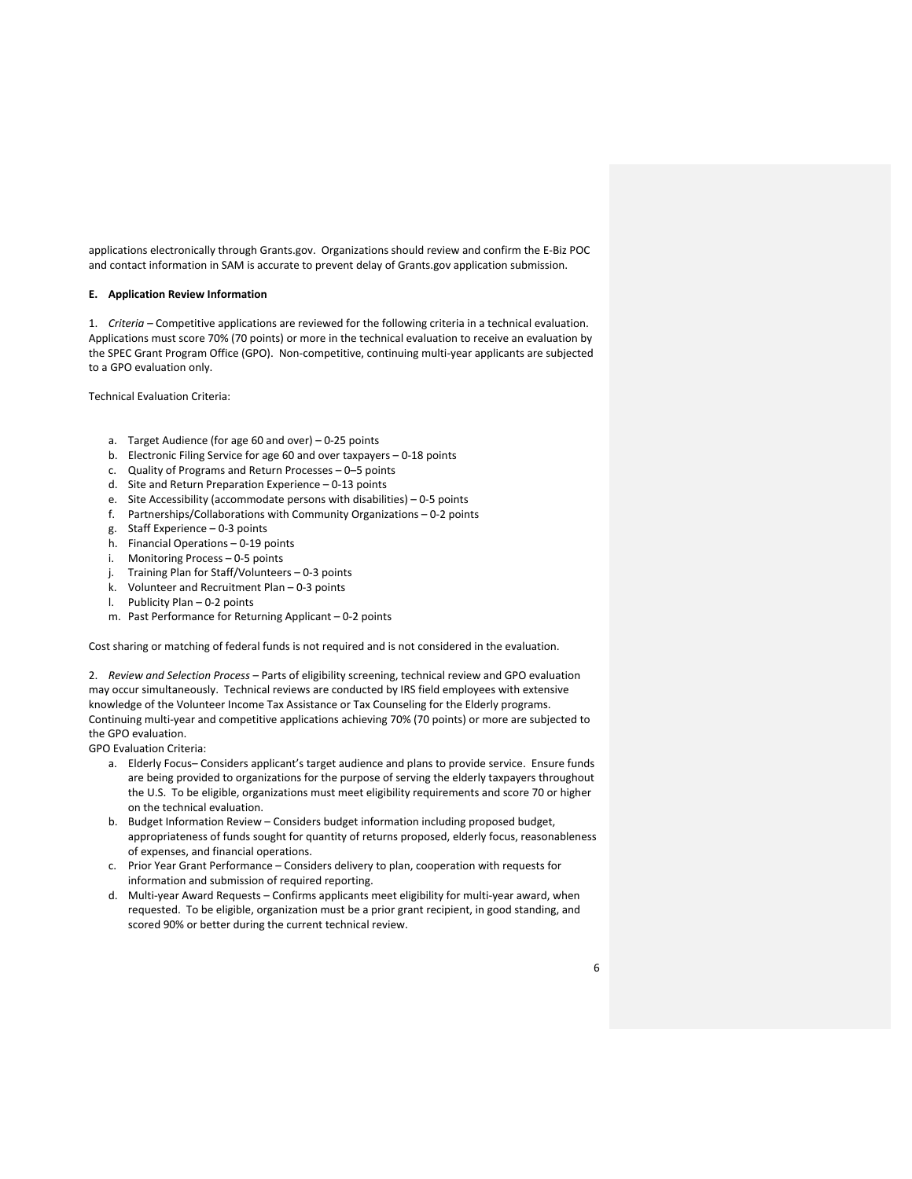applications electronically through Grants.gov. Organizations should review and confirm the E-Biz POC and contact information in SAM is accurate to prevent delay of Grants.gov application submission.

**E. Application Review Information**

1. *Criteria* – Competitive applications are reviewed for the following criteria in a technical evaluation. Applications must score 70% (70 points) or more in the technical evaluation to receive an evaluation by the SPEC Grant Program Office (GPO). Non-competitive, continuing multi-year applicants are subjected to a GPO evaluation only.

Technical Evaluation Criteria:

a. Target Audience (for age 60 and over) – 0-25 points
b. Electronic Filing Service for age 60 and over taxpayers – 0-18 points
c. Quality of Programs and Return Processes – 0–5 points
d. Site and Return Preparation Experience – 0-13 points
e. Site Accessibility (accommodate persons with disabilities) – 0-5 points
f. Partnerships/Collaborations with Community Organizations – 0-2 points
g. Staff Experience – 0-3 points
h. Financial Operations – 0-19 points
i. Monitoring Process – 0-5 points
j. Training Plan for Staff/Volunteers – 0-3 points
k. Volunteer and Recruitment Plan – 0-3 points
l. Publicity Plan – 0-2 points
m. Past Performance for Returning Applicant – 0-2 points

Cost sharing or matching of federal funds is not required and is not considered in the evaluation.

2. *Review and Selection Process* – Parts of eligibility screening, technical review and GPO evaluation may occur simultaneously. Technical reviews are conducted by IRS field employees with extensive knowledge of the Volunteer Income Tax Assistance or Tax Counseling for the Elderly programs. Continuing multi-year and competitive applications achieving 70% (70 points) or more are subjected to the GPO evaluation.

GPO Evaluation Criteria:

a. Elderly Focus– Considers applicant's target audience and plans to provide service. Ensure funds are being provided to organizations for the purpose of serving the elderly taxpayers throughout the U.S. To be eligible, organizations must meet eligibility requirements and score 70 or higher on the technical evaluation.
b. Budget Information Review – Considers budget information including proposed budget, appropriateness of funds sought for quantity of returns proposed, elderly focus, reasonableness of expenses, and financial operations.
c. Prior Year Grant Performance – Considers delivery to plan, cooperation with requests for information and submission of required reporting.
d. Multi-year Award Requests – Confirms applicants meet eligibility for multi-year award, when requested. To be eligible, organization must be a prior grant recipient, in good standing, and scored 90% or better during the current technical review.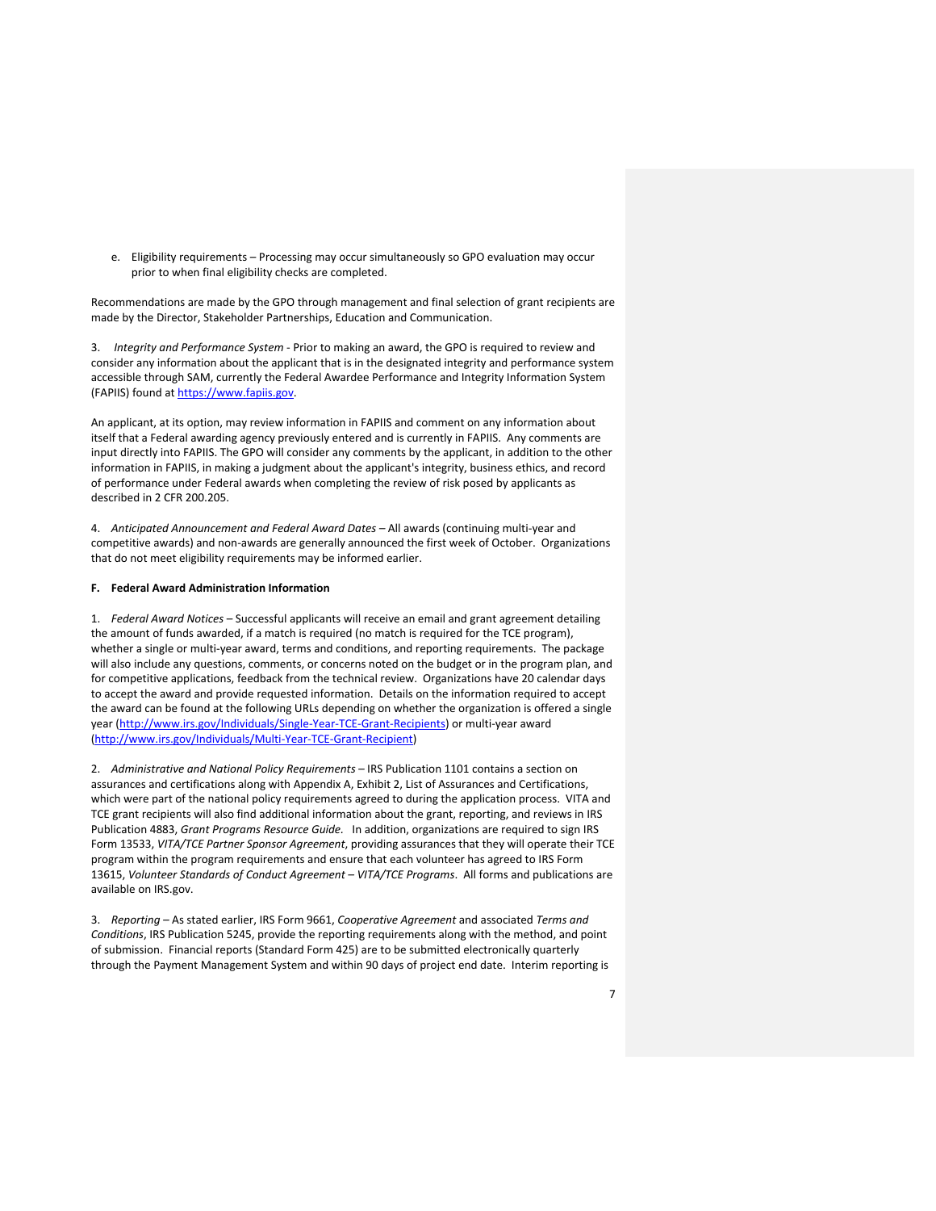e. Eligibility requirements – Processing may occur simultaneously so GPO evaluation may occur prior to when final eligibility checks are completed.

Recommendations are made by the GPO through management and final selection of grant recipients are made by the Director, Stakeholder Partnerships, Education and Communication.

3. *Integrity and Performance System* - Prior to making an award, the GPO is required to review and consider any information about the applicant that is in the designated integrity and performance system accessible through SAM, currently the Federal Awardee Performance and Integrity Information System (FAPIIS) found at [https://www.fapiis.gov](https://www.fapiis.gov).

An applicant, at its option, may review information in FAPIIS and comment on any information about itself that a Federal awarding agency previously entered and is currently in FAPIIS. Any comments are input directly into FAPIIS. The GPO will consider any comments by the applicant, in addition to the other information in FAPIIS, in making a judgment about the applicant's integrity, business ethics, and record of performance under Federal awards when completing the review of risk posed by applicants as described in 2 CFR 200.205.

4. *Anticipated Announcement and Federal Award Dates* – All awards (continuing multi-year and competitive awards) and non-awards are generally announced the first week of October. Organizations that do not meet eligibility requirements may be informed earlier.

**F. Federal Award Administration Information**

1. *Federal Award Notices* – Successful applicants will receive an email and grant agreement detailing the amount of funds awarded, if a match is required (no match is required for the TCE program), whether a single or multi-year award, terms and conditions, and reporting requirements. The package will also include any questions, comments, or concerns noted on the budget or in the program plan, and for competitive applications, feedback from the technical review. Organizations have 20 calendar days to accept the award and provide requested information. Details on the information required to accept the award can be found at the following URLs depending on whether the organization is offered a single year ([http://www.irs.gov/Individuals/Single-Year-TCE-Grant-Recipients](http://www.irs.gov/Individuals/Single-Year-TCE-Grant-Recipients)) or multi-year award ([http://www.irs.gov/Individuals/Multi-Year-TCE-Grant-Recipient](http://www.irs.gov/Individuals/Multi-Year-TCE-Grant-Recipient))

2. *Administrative and National Policy Requirements* – IRS Publication 1101 contains a section on assurances and certifications along with Appendix A, Exhibit 2, List of Assurances and Certifications, which were part of the national policy requirements agreed to during the application process. VITA and TCE grant recipients will also find additional information about the grant, reporting, and reviews in IRS Publication 4883, *Grant Programs Resource Guide.* In addition, organizations are required to sign IRS Form 13533, *VITA/TCE Partner Sponsor Agreement*, providing assurances that they will operate their TCE program within the program requirements and ensure that each volunteer has agreed to IRS Form 13615, *Volunteer Standards of Conduct Agreement – VITA/TCE Programs*. All forms and publications are available on IRS.gov.

3. *Reporting* – As stated earlier, IRS Form 9661, *Cooperative Agreement* and associated *Terms and Conditions*, IRS Publication 5245, provide the reporting requirements along with the method, and point of submission. Financial reports (Standard Form 425) are to be submitted electronically quarterly through the Payment Management System and within 90 days of project end date. Interim reporting is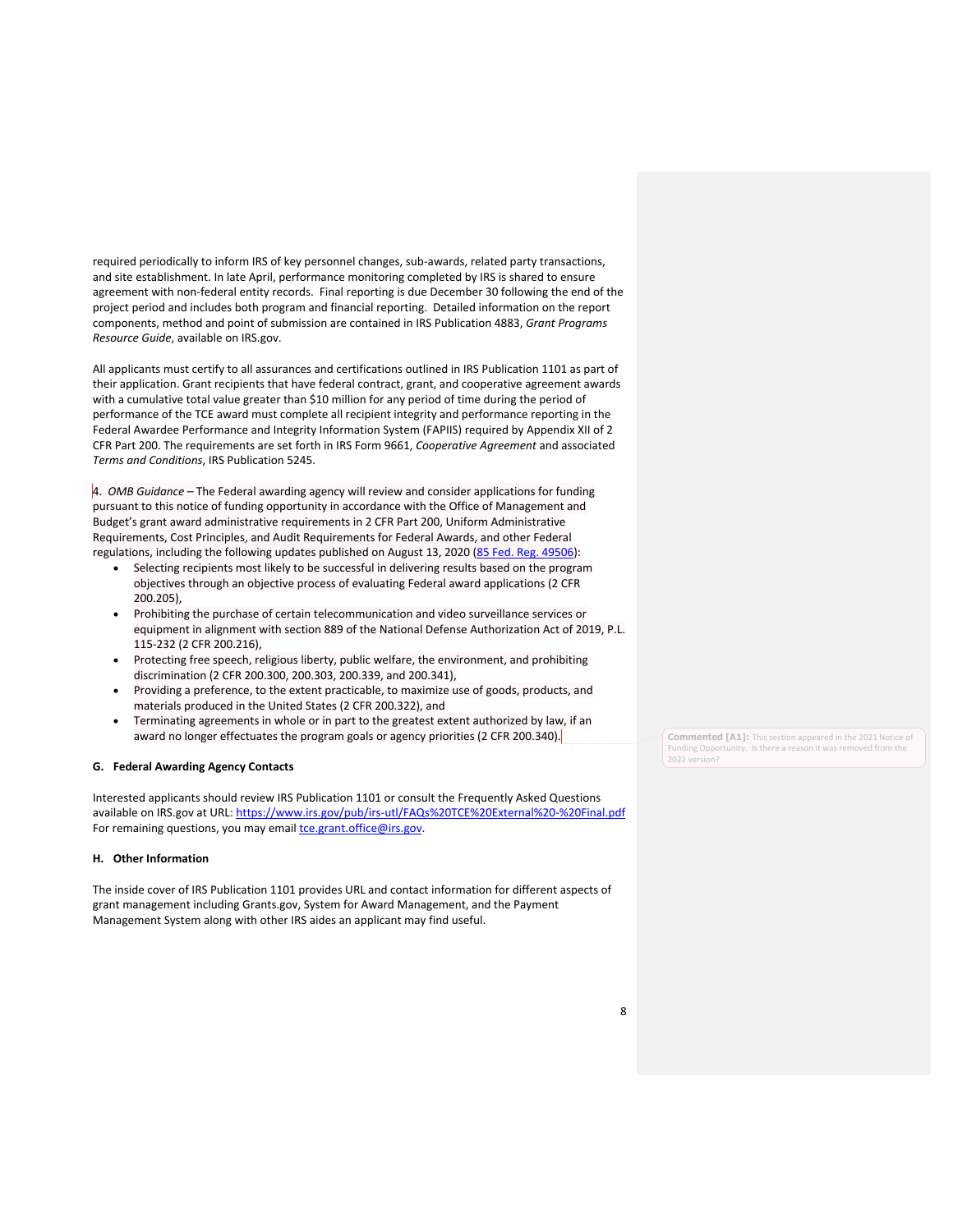required periodically to inform IRS of key personnel changes, sub-awards, related party transactions, and site establishment. In late April, performance monitoring completed by IRS is shared to ensure agreement with non-federal entity records. Final reporting is due December 30 following the end of the project period and includes both program and financial reporting. Detailed information on the report components, method and point of submission are contained in IRS Publication 4883, *Grant Programs Resource Guide*, available on IRS.gov.

All applicants must certify to all assurances and certifications outlined in IRS Publication 1101 as part of their application. Grant recipients that have federal contract, grant, and cooperative agreement awards with a cumulative total value greater than $10 million for any period of time during the period of performance of the TCE award must complete all recipient integrity and performance reporting in the Federal Awardee Performance and Integrity Information System (FAPIIS) required by Appendix XII of 2 CFR Part 200. The requirements are set forth in IRS Form 9661, *Cooperative Agreement* and associated *Terms and Conditions*, IRS Publication 5245.

4. *OMB Guidance* – The Federal awarding agency will review and consider applications for funding pursuant to this notice of funding opportunity in accordance with the Office of Management and Budget's grant award administrative requirements in 2 CFR Part 200, Uniform Administrative Requirements, Cost Principles, and Audit Requirements for Federal Awards, and other Federal regulations, including the following updates published on August 13, 2020 ([85 Fed. Reg. 49506](85 Fed. Reg. 49506)):

- Selecting recipients most likely to be successful in delivering results based on the program objectives through an objective process of evaluating Federal award applications (2 CFR 200.205),
- Prohibiting the purchase of certain telecommunication and video surveillance services or equipment in alignment with section 889 of the National Defense Authorization Act of 2019, P.L. 115-232 (2 CFR 200.216),
- Protecting free speech, religious liberty, public welfare, the environment, and prohibiting discrimination (2 CFR 200.300, 200.303, 200.339, and 200.341),
- Providing a preference, to the extent practicable, to maximize use of goods, products, and materials produced in the United States (2 CFR 200.322), and
- Terminating agreements in whole or in part to the greatest extent authorized by law, if an award no longer effectuates the program goals or agency priorities (2 CFR 200.340).

**Commented [A1]:** This section appeared in the 2021 Notice of Funding Opportunity. Is there a reason it was removed from the 2022 version?

### G. Federal Awarding Agency Contacts

Interested applicants should review IRS Publication 1101 or consult the Frequently Asked Questions available on IRS.gov at URL: https://www.irs.gov/pub/irs-utl/FAQs%20TCE%20External%20-%20Final.pdf For remaining questions, you may email tce.grant.office@irs.gov.

### H. Other Information

The inside cover of IRS Publication 1101 provides URL and contact information for different aspects of grant management including Grants.gov, System for Award Management, and the Payment Management System along with other IRS aides an applicant may find useful.